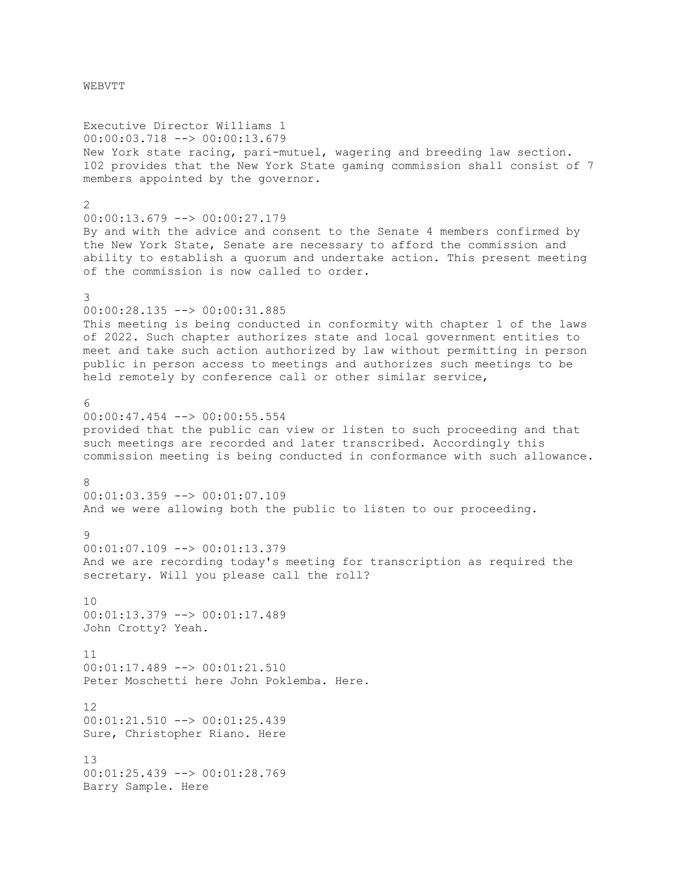WEBVTT

Executive Director Williams 1
00:00:03.718 --> 00:00:13.679
New York state racing, pari-mutuel, wagering and breeding law section. 102 provides that the New York State gaming commission shall consist of 7 members appointed by the governor.

2
00:00:13.679 --> 00:00:27.179
By and with the advice and consent to the Senate 4 members confirmed by the New York State, Senate are necessary to afford the commission and ability to establish a quorum and undertake action. This present meeting of the commission is now called to order.

3
00:00:28.135 --> 00:00:31.885
This meeting is being conducted in conformity with chapter 1 of the laws of 2022. Such chapter authorizes state and local government entities to meet and take such action authorized by law without permitting in person public in person access to meetings and authorizes such meetings to be held remotely by conference call or other similar service,

6
00:00:47.454 --> 00:00:55.554
provided that the public can view or listen to such proceeding and that such meetings are recorded and later transcribed. Accordingly this commission meeting is being conducted in conformance with such allowance.

8
00:01:03.359 --> 00:01:07.109
And we were allowing both the public to listen to our proceeding.

9
00:01:07.109 --> 00:01:13.379
And we are recording today's meeting for transcription as required the secretary. Will you please call the roll?

10
00:01:13.379 --> 00:01:17.489
John Crotty? Yeah.

11
00:01:17.489 --> 00:01:21.510
Peter Moschetti here John Poklemba. Here.

12
00:01:21.510 --> 00:01:25.439
Sure, Christopher Riano. Here

13
00:01:25.439 --> 00:01:28.769
Barry Sample. Here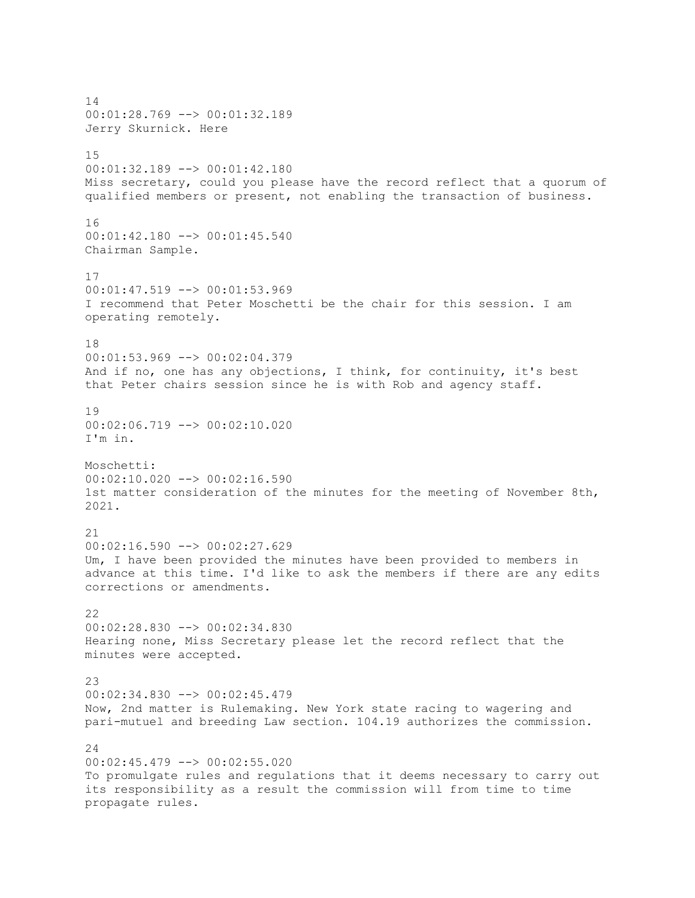14
00:01:28.769 --> 00:01:32.189
Jerry Skurnick. Here

15
00:01:32.189 --> 00:01:42.180
Miss secretary, could you please have the record reflect that a quorum of qualified members or present, not enabling the transaction of business.

16
00:01:42.180 --> 00:01:45.540
Chairman Sample.

17
00:01:47.519 --> 00:01:53.969
I recommend that Peter Moschetti be the chair for this session. I am operating remotely.

18
00:01:53.969 --> 00:02:04.379
And if no, one has any objections, I think, for continuity, it's best that Peter chairs session since he is with Rob and agency staff.

19
00:02:06.719 --> 00:02:10.020
I'm in.

Moschetti:
00:02:10.020 --> 00:02:16.590
1st matter consideration of the minutes for the meeting of November 8th, 2021.

21
00:02:16.590 --> 00:02:27.629
Um, I have been provided the minutes have been provided to members in advance at this time. I'd like to ask the members if there are any edits corrections or amendments.

22
00:02:28.830 --> 00:02:34.830
Hearing none, Miss Secretary please let the record reflect that the minutes were accepted.

23
00:02:34.830 --> 00:02:45.479
Now, 2nd matter is Rulemaking. New York state racing to wagering and pari-mutuel and breeding Law section. 104.19 authorizes the commission.

24
00:02:45.479 --> 00:02:55.020
To promulgate rules and regulations that it deems necessary to carry out its responsibility as a result the commission will from time to time propagate rules.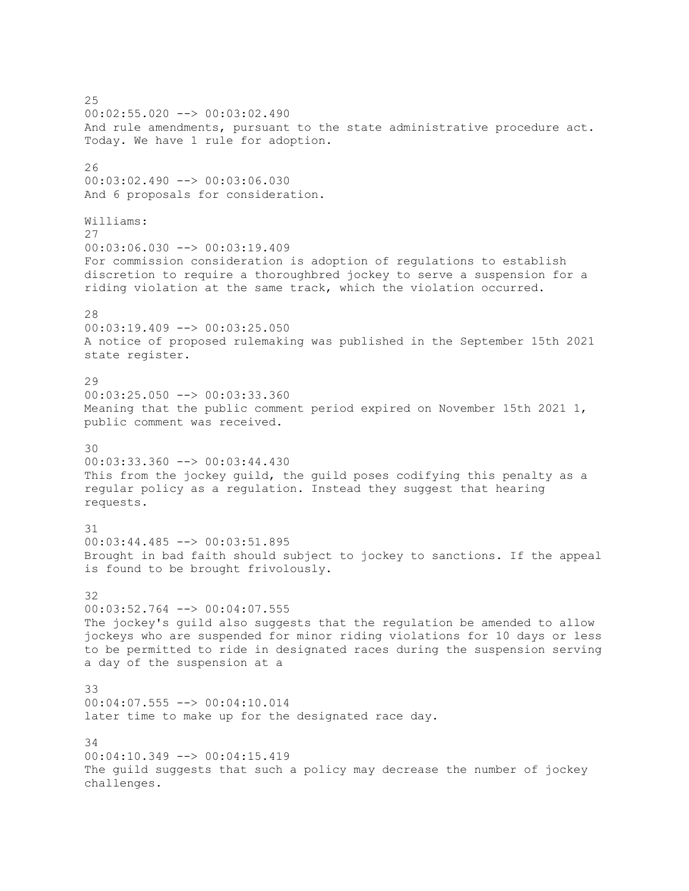25
00:02:55.020 --> 00:03:02.490
And rule amendments, pursuant to the state administrative procedure act. Today. We have 1 rule for adoption.

26
00:03:02.490 --> 00:03:06.030
And 6 proposals for consideration.

Williams:
27
00:03:06.030 --> 00:03:19.409
For commission consideration is adoption of regulations to establish discretion to require a thoroughbred jockey to serve a suspension for a riding violation at the same track, which the violation occurred.

28
00:03:19.409 --> 00:03:25.050
A notice of proposed rulemaking was published in the September 15th 2021 state register.

29
00:03:25.050 --> 00:03:33.360
Meaning that the public comment period expired on November 15th 2021 1, public comment was received.

30
00:03:33.360 --> 00:03:44.430
This from the jockey guild, the guild poses codifying this penalty as a regular policy as a regulation. Instead they suggest that hearing requests.

31
00:03:44.485 --> 00:03:51.895
Brought in bad faith should subject to jockey to sanctions. If the appeal is found to be brought frivolously.

32
00:03:52.764 --> 00:04:07.555
The jockey's guild also suggests that the regulation be amended to allow jockeys who are suspended for minor riding violations for 10 days or less to be permitted to ride in designated races during the suspension serving a day of the suspension at a

33
00:04:07.555 --> 00:04:10.014
later time to make up for the designated race day.

34
00:04:10.349 --> 00:04:15.419
The guild suggests that such a policy may decrease the number of jockey challenges.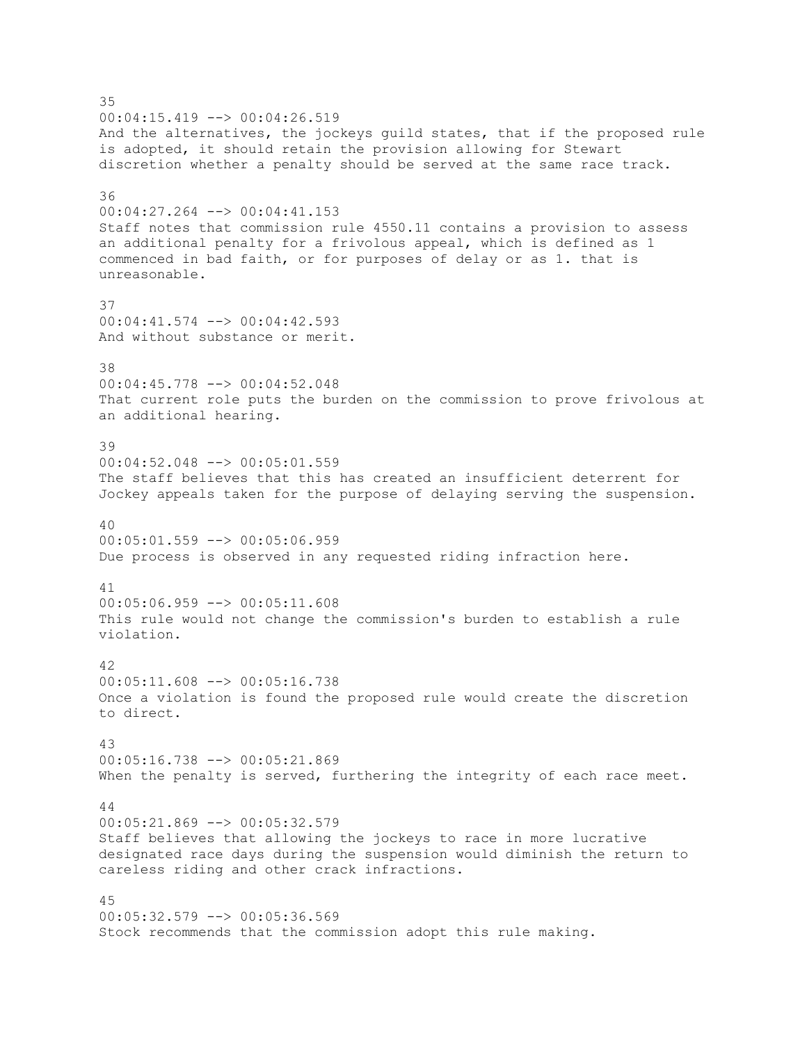35
00:04:15.419 --> 00:04:26.519
And the alternatives, the jockeys guild states, that if the proposed rule is adopted, it should retain the provision allowing for Stewart discretion whether a penalty should be served at the same race track.

36
00:04:27.264 --> 00:04:41.153
Staff notes that commission rule 4550.11 contains a provision to assess an additional penalty for a frivolous appeal, which is defined as 1 commenced in bad faith, or for purposes of delay or as 1. that is unreasonable.

37
00:04:41.574 --> 00:04:42.593
And without substance or merit.

38
00:04:45.778 --> 00:04:52.048
That current role puts the burden on the commission to prove frivolous at an additional hearing.

39
00:04:52.048 --> 00:05:01.559
The staff believes that this has created an insufficient deterrent for Jockey appeals taken for the purpose of delaying serving the suspension.

40
00:05:01.559 --> 00:05:06.959
Due process is observed in any requested riding infraction here.

41
00:05:06.959 --> 00:05:11.608
This rule would not change the commission's burden to establish a rule violation.

42
00:05:11.608 --> 00:05:16.738
Once a violation is found the proposed rule would create the discretion to direct.

43
00:05:16.738 --> 00:05:21.869
When the penalty is served, furthering the integrity of each race meet.

44
00:05:21.869 --> 00:05:32.579
Staff believes that allowing the jockeys to race in more lucrative designated race days during the suspension would diminish the return to careless riding and other crack infractions.

45
00:05:32.579 --> 00:05:36.569
Stock recommends that the commission adopt this rule making.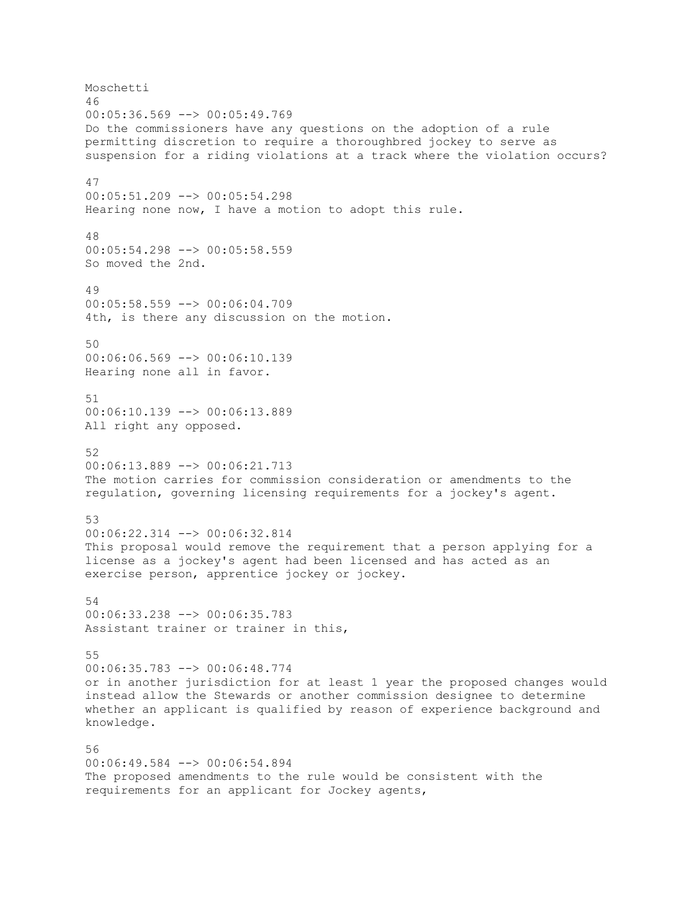Moschetti

46

00:05:36.569 --> 00:05:49.769

Do the commissioners have any questions on the adoption of a rule permitting discretion to require a thoroughbred jockey to serve as suspension for a riding violations at a track where the violation occurs?

47

00:05:51.209 --> 00:05:54.298

Hearing none now, I have a motion to adopt this rule.

48

00:05:54.298 --> 00:05:58.559

So moved the 2nd.

49

00:05:58.559 --> 00:06:04.709

4th, is there any discussion on the motion.

50

00:06:06.569 --> 00:06:10.139

Hearing none all in favor.

51

00:06:10.139 --> 00:06:13.889

All right any opposed.

52

00:06:13.889 --> 00:06:21.713

The motion carries for commission consideration or amendments to the regulation, governing licensing requirements for a jockey's agent.

53

00:06:22.314 --> 00:06:32.814

This proposal would remove the requirement that a person applying for a license as a jockey's agent had been licensed and has acted as an exercise person, apprentice jockey or jockey.

54

00:06:33.238 --> 00:06:35.783

Assistant trainer or trainer in this,

55

00:06:35.783 --> 00:06:48.774

or in another jurisdiction for at least 1 year the proposed changes would instead allow the Stewards or another commission designee to determine whether an applicant is qualified by reason of experience background and knowledge.

56

00:06:49.584 --> 00:06:54.894

The proposed amendments to the rule would be consistent with the requirements for an applicant for Jockey agents,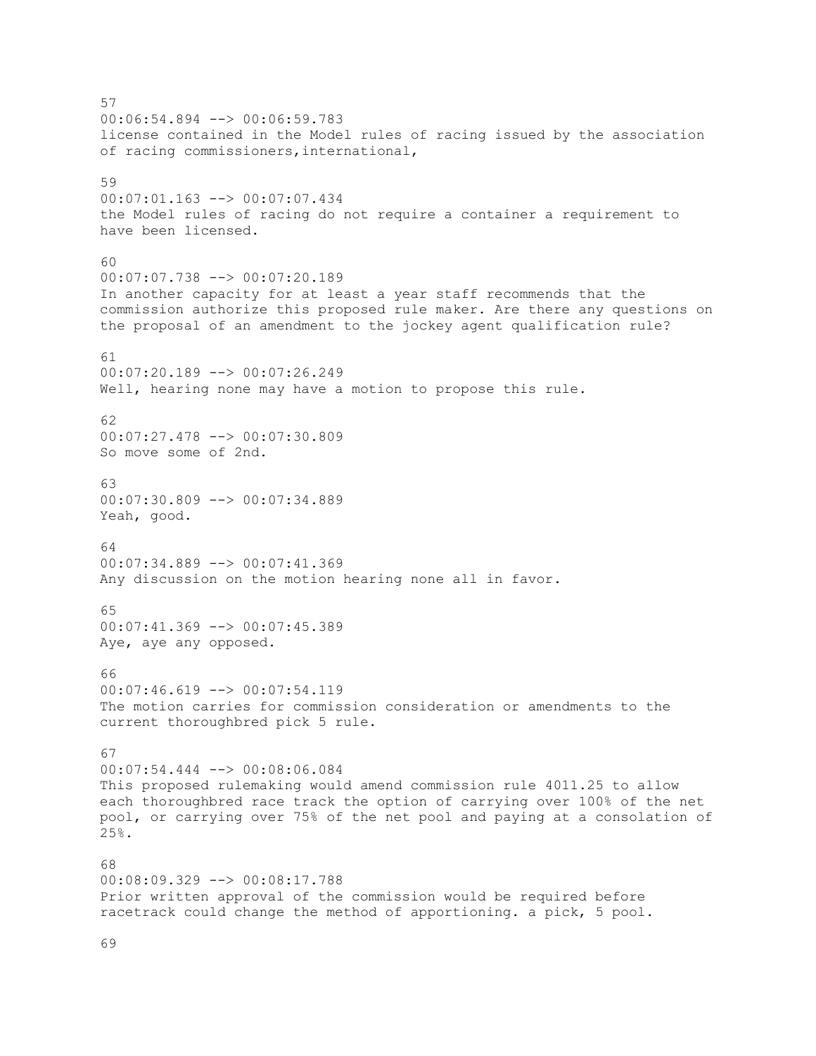57
00:06:54.894 --> 00:06:59.783
license contained in the Model rules of racing issued by the association of racing commissioners,international,

59
00:07:01.163 --> 00:07:07.434
the Model rules of racing do not require a container a requirement to have been licensed.

60
00:07:07.738 --> 00:07:20.189
In another capacity for at least a year staff recommends that the commission authorize this proposed rule maker. Are there any questions on the proposal of an amendment to the jockey agent qualification rule?

61
00:07:20.189 --> 00:07:26.249
Well, hearing none may have a motion to propose this rule.

62
00:07:27.478 --> 00:07:30.809
So move some of 2nd.

63
00:07:30.809 --> 00:07:34.889
Yeah, good.

64
00:07:34.889 --> 00:07:41.369
Any discussion on the motion hearing none all in favor.

65
00:07:41.369 --> 00:07:45.389
Aye, aye any opposed.

66
00:07:46.619 --> 00:07:54.119
The motion carries for commission consideration or amendments to the current thoroughbred pick 5 rule.

67
00:07:54.444 --> 00:08:06.084
This proposed rulemaking would amend commission rule 4011.25 to allow each thoroughbred race track the option of carrying over 100% of the net pool, or carrying over 75% of the net pool and paying at a consolation of 25%.

68
00:08:09.329 --> 00:08:17.788
Prior written approval of the commission would be required before racetrack could change the method of apportioning. a pick, 5 pool.

69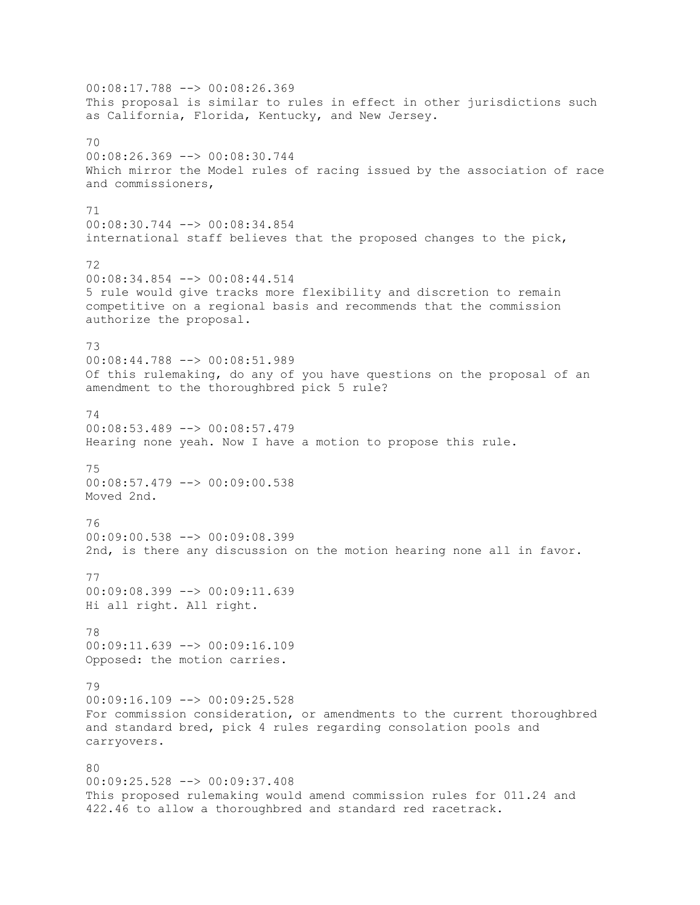00:08:17.788 --> 00:08:26.369
This proposal is similar to rules in effect in other jurisdictions such as California, Florida, Kentucky, and New Jersey.

70
00:08:26.369 --> 00:08:30.744
Which mirror the Model rules of racing issued by the association of race and commissioners,

71
00:08:30.744 --> 00:08:34.854
international staff believes that the proposed changes to the pick,

72
00:08:34.854 --> 00:08:44.514
5 rule would give tracks more flexibility and discretion to remain competitive on a regional basis and recommends that the commission authorize the proposal.

73
00:08:44.788 --> 00:08:51.989
Of this rulemaking, do any of you have questions on the proposal of an amendment to the thoroughbred pick 5 rule?

74
00:08:53.489 --> 00:08:57.479
Hearing none yeah. Now I have a motion to propose this rule.

75
00:08:57.479 --> 00:09:00.538
Moved 2nd.

76
00:09:00.538 --> 00:09:08.399
2nd, is there any discussion on the motion hearing none all in favor.

77
00:09:08.399 --> 00:09:11.639
Hi all right. All right.

78
00:09:11.639 --> 00:09:16.109
Opposed: the motion carries.

79
00:09:16.109 --> 00:09:25.528
For commission consideration, or amendments to the current thoroughbred and standard bred, pick 4 rules regarding consolation pools and carryovers.

80
00:09:25.528 --> 00:09:37.408
This proposed rulemaking would amend commission rules for 011.24 and 422.46 to allow a thoroughbred and standard red racetrack.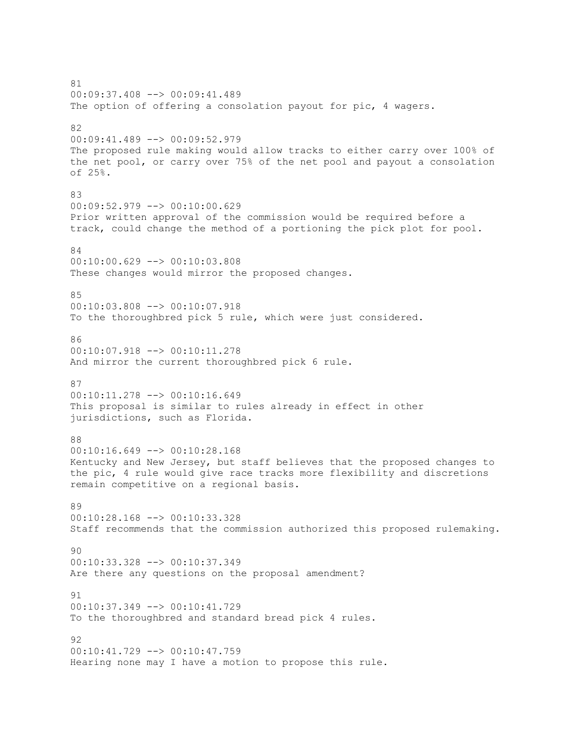81
00:09:37.408 --> 00:09:41.489
The option of offering a consolation payout for pic, 4 wagers.

82
00:09:41.489 --> 00:09:52.979
The proposed rule making would allow tracks to either carry over 100% of the net pool, or carry over 75% of the net pool and payout a consolation of 25%.

83
00:09:52.979 --> 00:10:00.629
Prior written approval of the commission would be required before a track, could change the method of a portioning the pick plot for pool.

84
00:10:00.629 --> 00:10:03.808
These changes would mirror the proposed changes.

85
00:10:03.808 --> 00:10:07.918
To the thoroughbred pick 5 rule, which were just considered.

86
00:10:07.918 --> 00:10:11.278
And mirror the current thoroughbred pick 6 rule.

87
00:10:11.278 --> 00:10:16.649
This proposal is similar to rules already in effect in other jurisdictions, such as Florida.

88
00:10:16.649 --> 00:10:28.168
Kentucky and New Jersey, but staff believes that the proposed changes to the pic, 4 rule would give race tracks more flexibility and discretions remain competitive on a regional basis.

89
00:10:28.168 --> 00:10:33.328
Staff recommends that the commission authorized this proposed rulemaking.

90
00:10:33.328 --> 00:10:37.349
Are there any questions on the proposal amendment?

91
00:10:37.349 --> 00:10:41.729
To the thoroughbred and standard bread pick 4 rules.

92
00:10:41.729 --> 00:10:47.759
Hearing none may I have a motion to propose this rule.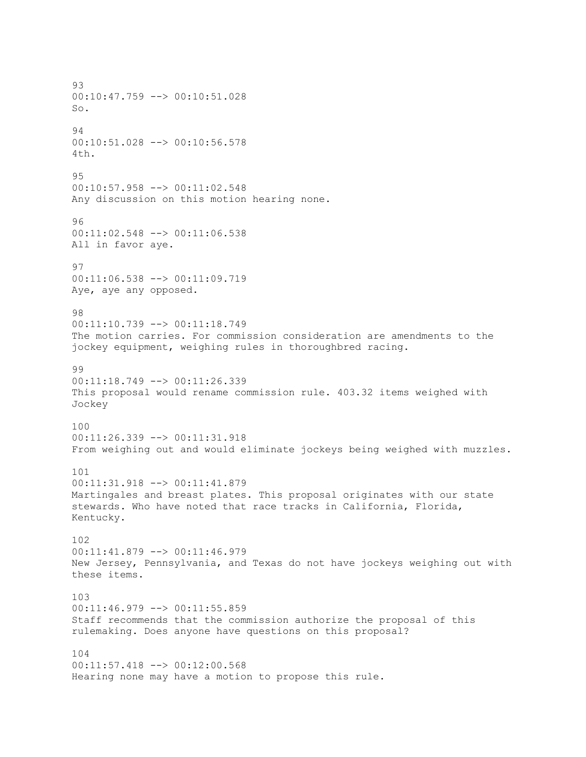93
00:10:47.759 --> 00:10:51.028
So.

94
00:10:51.028 --> 00:10:56.578
4th.

95
00:10:57.958 --> 00:11:02.548
Any discussion on this motion hearing none.

96
00:11:02.548 --> 00:11:06.538
All in favor aye.

97
00:11:06.538 --> 00:11:09.719
Aye, aye any opposed.

98
00:11:10.739 --> 00:11:18.749
The motion carries. For commission consideration are amendments to the jockey equipment, weighing rules in thoroughbred racing.

99
00:11:18.749 --> 00:11:26.339
This proposal would rename commission rule. 403.32 items weighed with Jockey

100
00:11:26.339 --> 00:11:31.918
From weighing out and would eliminate jockeys being weighed with muzzles.

101
00:11:31.918 --> 00:11:41.879
Martingales and breast plates. This proposal originates with our state stewards. Who have noted that race tracks in California, Florida, Kentucky.

102
00:11:41.879 --> 00:11:46.979
New Jersey, Pennsylvania, and Texas do not have jockeys weighing out with these items.

103
00:11:46.979 --> 00:11:55.859
Staff recommends that the commission authorize the proposal of this rulemaking. Does anyone have questions on this proposal?

104
00:11:57.418 --> 00:12:00.568
Hearing none may have a motion to propose this rule.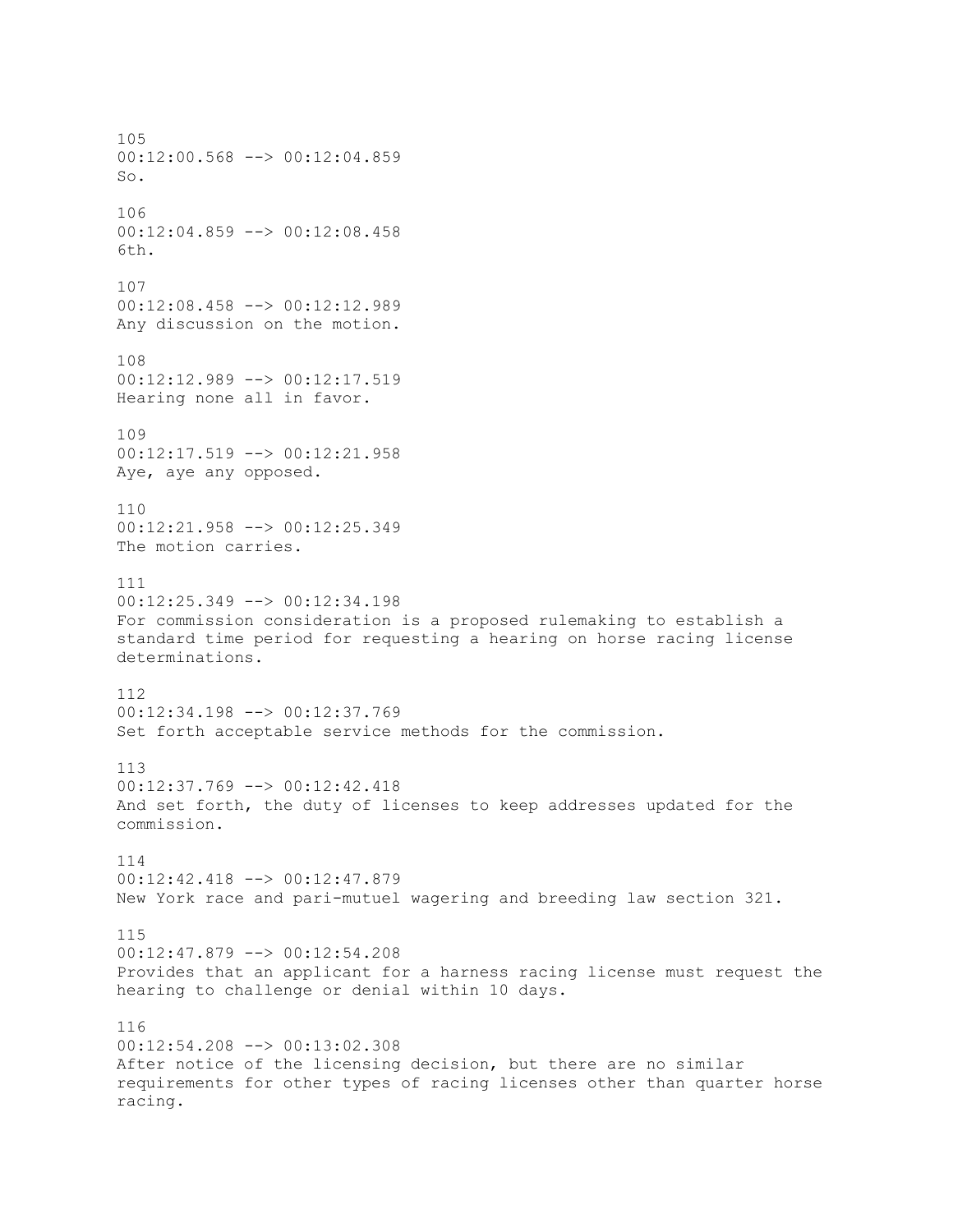105
00:12:00.568 --> 00:12:04.859
So.

106
00:12:04.859 --> 00:12:08.458
6th.

107
00:12:08.458 --> 00:12:12.989
Any discussion on the motion.

108
00:12:12.989 --> 00:12:17.519
Hearing none all in favor.

109
00:12:17.519 --> 00:12:21.958
Aye, aye any opposed.

110
00:12:21.958 --> 00:12:25.349
The motion carries.

111
00:12:25.349 --> 00:12:34.198
For commission consideration is a proposed rulemaking to establish a standard time period for requesting a hearing on horse racing license determinations.

112
00:12:34.198 --> 00:12:37.769
Set forth acceptable service methods for the commission.

113
00:12:37.769 --> 00:12:42.418
And set forth, the duty of licenses to keep addresses updated for the commission.

114
00:12:42.418 --> 00:12:47.879
New York race and pari-mutuel wagering and breeding law section 321.

115
00:12:47.879 --> 00:12:54.208
Provides that an applicant for a harness racing license must request the hearing to challenge or denial within 10 days.

116
00:12:54.208 --> 00:13:02.308
After notice of the licensing decision, but there are no similar requirements for other types of racing licenses other than quarter horse racing.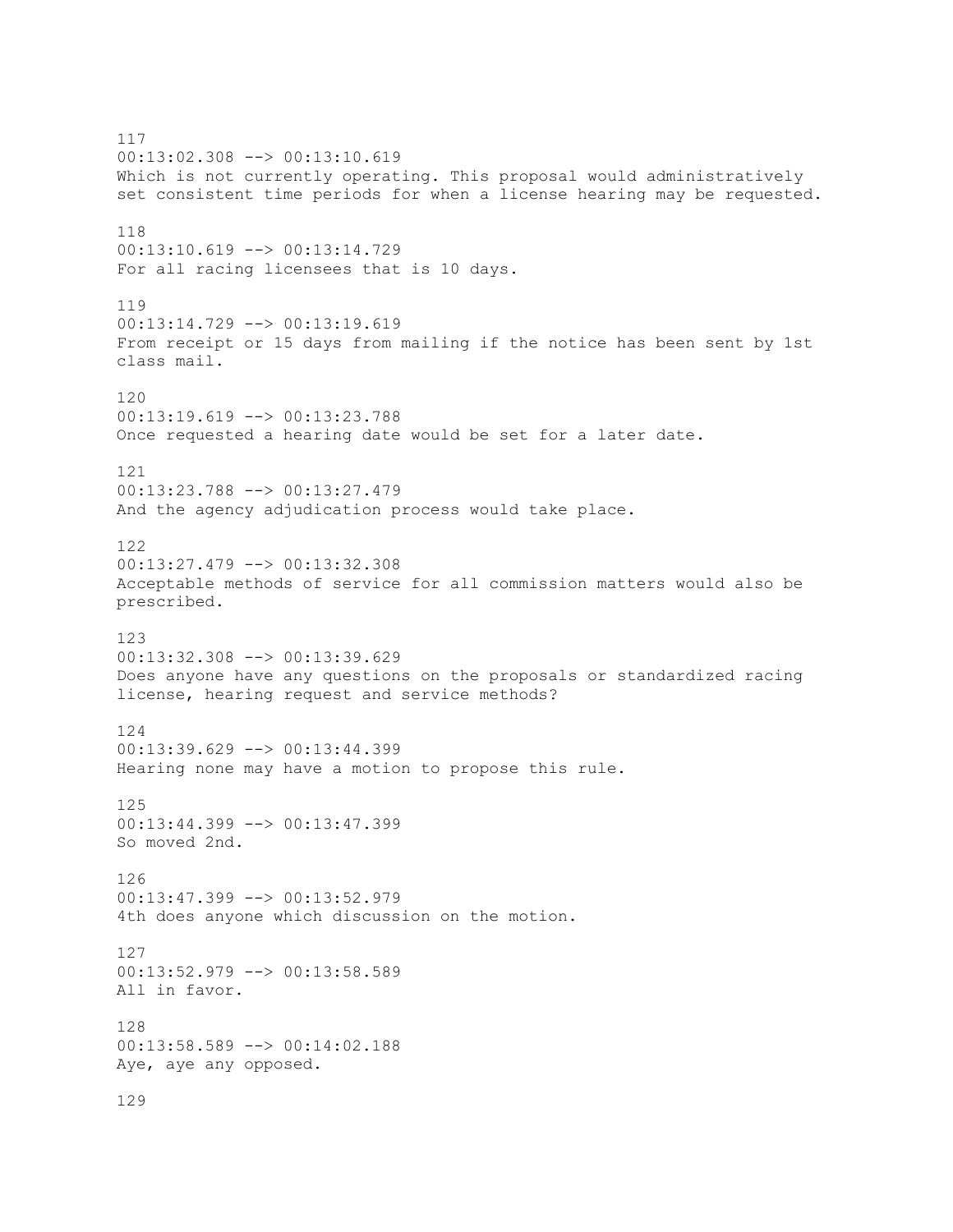117
00:13:02.308 --> 00:13:10.619
Which is not currently operating. This proposal would administratively set consistent time periods for when a license hearing may be requested.

118
00:13:10.619 --> 00:13:14.729
For all racing licensees that is 10 days.

119
00:13:14.729 --> 00:13:19.619
From receipt or 15 days from mailing if the notice has been sent by 1st class mail.

120
00:13:19.619 --> 00:13:23.788
Once requested a hearing date would be set for a later date.

121
00:13:23.788 --> 00:13:27.479
And the agency adjudication process would take place.

122
00:13:27.479 --> 00:13:32.308
Acceptable methods of service for all commission matters would also be prescribed.

123
00:13:32.308 --> 00:13:39.629
Does anyone have any questions on the proposals or standardized racing license, hearing request and service methods?

124
00:13:39.629 --> 00:13:44.399
Hearing none may have a motion to propose this rule.

125
00:13:44.399 --> 00:13:47.399
So moved 2nd.

126
00:13:47.399 --> 00:13:52.979
4th does anyone which discussion on the motion.

127
00:13:52.979 --> 00:13:58.589
All in favor.

128
00:13:58.589 --> 00:14:02.188
Aye, aye any opposed.

129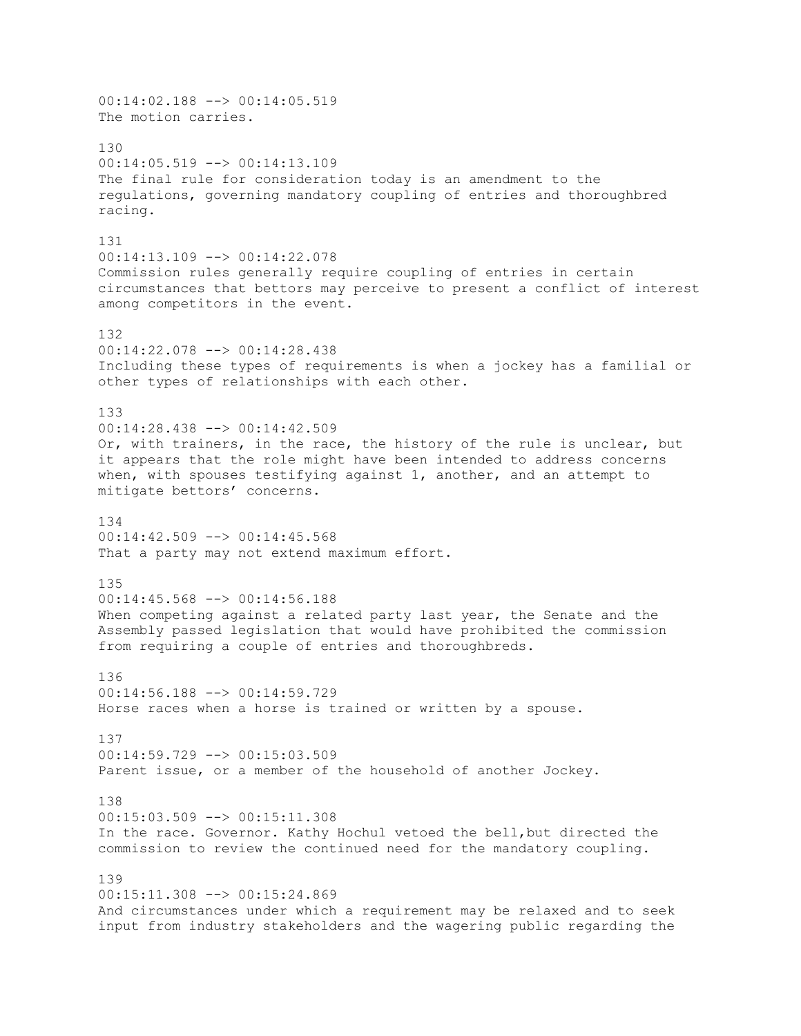00:14:02.188 --> 00:14:05.519
The motion carries.

130
00:14:05.519 --> 00:14:13.109
The final rule for consideration today is an amendment to the regulations, governing mandatory coupling of entries and thoroughbred racing.

131
00:14:13.109 --> 00:14:22.078
Commission rules generally require coupling of entries in certain circumstances that bettors may perceive to present a conflict of interest among competitors in the event.

132
00:14:22.078 --> 00:14:28.438
Including these types of requirements is when a jockey has a familial or other types of relationships with each other.

133
00:14:28.438 --> 00:14:42.509
Or, with trainers, in the race, the history of the rule is unclear, but it appears that the role might have been intended to address concerns when, with spouses testifying against 1, another, and an attempt to mitigate bettors' concerns.

134
00:14:42.509 --> 00:14:45.568
That a party may not extend maximum effort.

135
00:14:45.568 --> 00:14:56.188
When competing against a related party last year, the Senate and the Assembly passed legislation that would have prohibited the commission from requiring a couple of entries and thoroughbreds.

136
00:14:56.188 --> 00:14:59.729
Horse races when a horse is trained or written by a spouse.

137
00:14:59.729 --> 00:15:03.509
Parent issue, or a member of the household of another Jockey.

138
00:15:03.509 --> 00:15:11.308
In the race. Governor. Kathy Hochul vetoed the bell,but directed the commission to review the continued need for the mandatory coupling.

139
00:15:11.308 --> 00:15:24.869
And circumstances under which a requirement may be relaxed and to seek input from industry stakeholders and the wagering public regarding the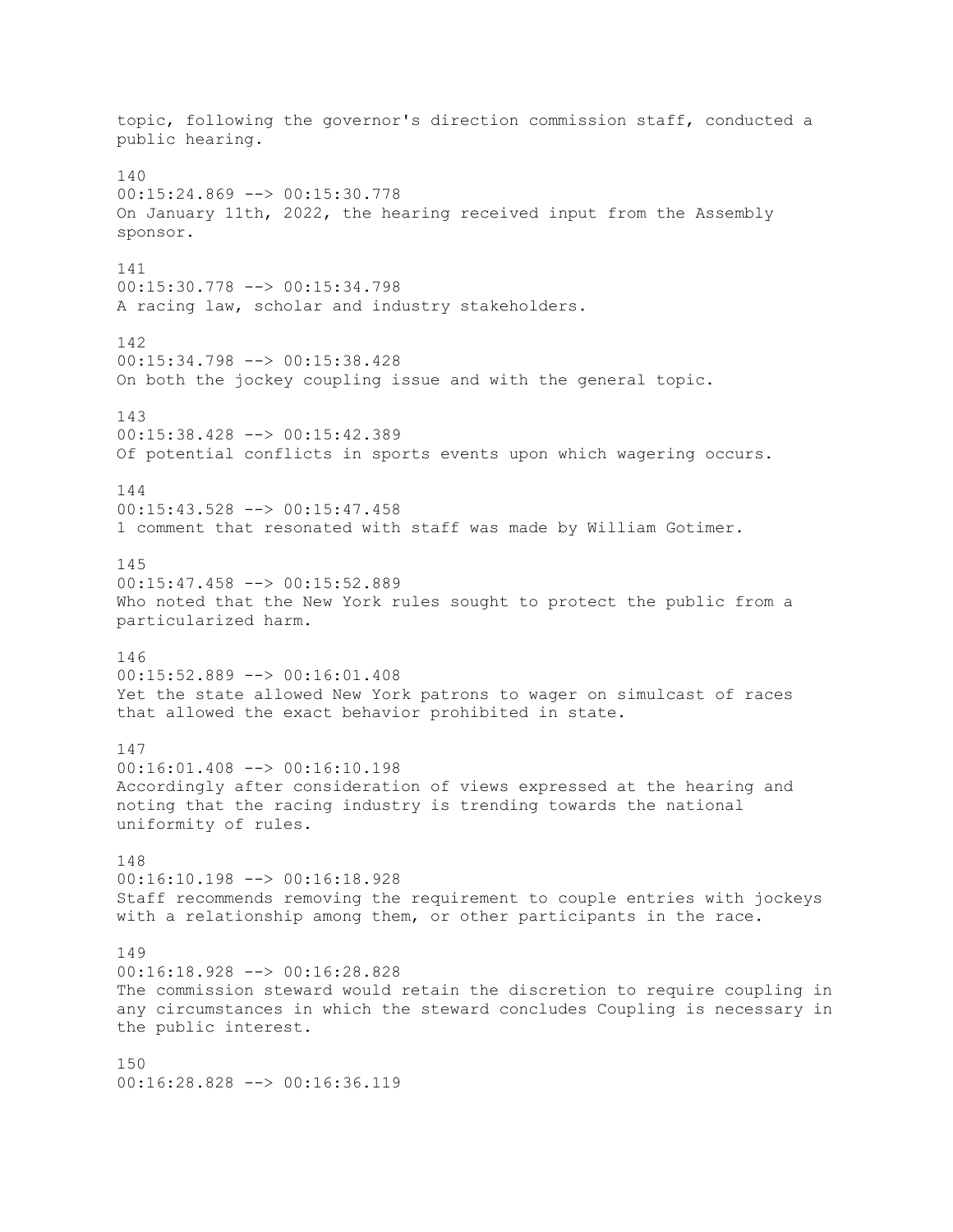topic, following the governor's direction commission staff, conducted a public hearing.

140
00:15:24.869 --> 00:15:30.778
On January 11th, 2022, the hearing received input from the Assembly sponsor.

141
00:15:30.778 --> 00:15:34.798
A racing law, scholar and industry stakeholders.

142
00:15:34.798 --> 00:15:38.428
On both the jockey coupling issue and with the general topic.

143
00:15:38.428 --> 00:15:42.389
Of potential conflicts in sports events upon which wagering occurs.

144
00:15:43.528 --> 00:15:47.458
1 comment that resonated with staff was made by William Gotimer.

145
00:15:47.458 --> 00:15:52.889
Who noted that the New York rules sought to protect the public from a particularized harm.

146
00:15:52.889 --> 00:16:01.408
Yet the state allowed New York patrons to wager on simulcast of races that allowed the exact behavior prohibited in state.

147
00:16:01.408 --> 00:16:10.198
Accordingly after consideration of views expressed at the hearing and noting that the racing industry is trending towards the national uniformity of rules.

148
00:16:10.198 --> 00:16:18.928
Staff recommends removing the requirement to couple entries with jockeys with a relationship among them, or other participants in the race.

149
00:16:18.928 --> 00:16:28.828
The commission steward would retain the discretion to require coupling in any circumstances in which the steward concludes Coupling is necessary in the public interest.

150
00:16:28.828 --> 00:16:36.119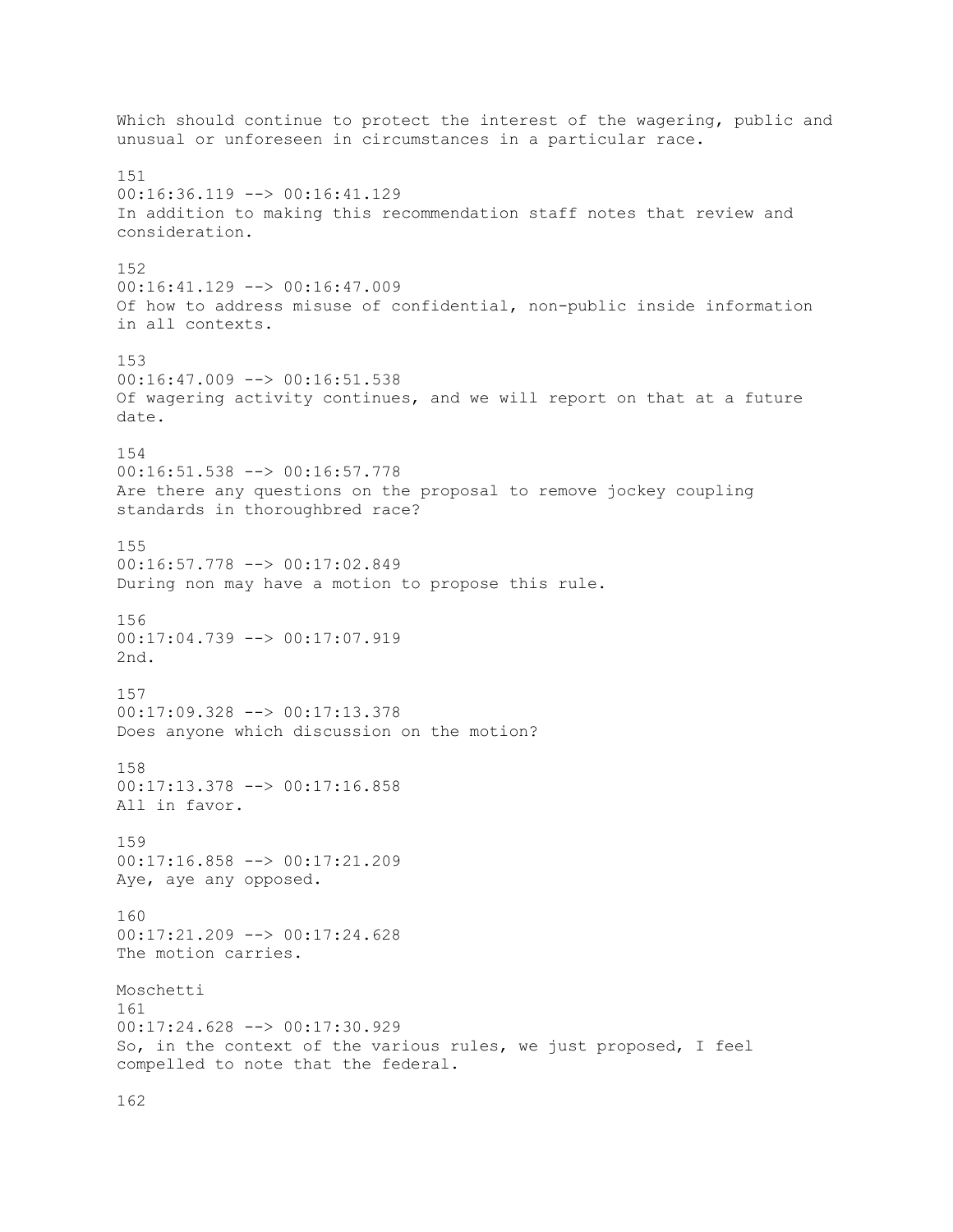Which should continue to protect the interest of the wagering, public and unusual or unforeseen in circumstances in a particular race.

151
00:16:36.119 --> 00:16:41.129
In addition to making this recommendation staff notes that review and consideration.

152
00:16:41.129 --> 00:16:47.009
Of how to address misuse of confidential, non-public inside information in all contexts.

153
00:16:47.009 --> 00:16:51.538
Of wagering activity continues, and we will report on that at a future date.

154
00:16:51.538 --> 00:16:57.778
Are there any questions on the proposal to remove jockey coupling standards in thoroughbred race?

155
00:16:57.778 --> 00:17:02.849
During non may have a motion to propose this rule.

156
00:17:04.739 --> 00:17:07.919
2nd.

157
00:17:09.328 --> 00:17:13.378
Does anyone which discussion on the motion?

158
00:17:13.378 --> 00:17:16.858
All in favor.

159
00:17:16.858 --> 00:17:21.209
Aye, aye any opposed.

160
00:17:21.209 --> 00:17:24.628
The motion carries.

Moschetti
161
00:17:24.628 --> 00:17:30.929
So, in the context of the various rules, we just proposed, I feel compelled to note that the federal.

162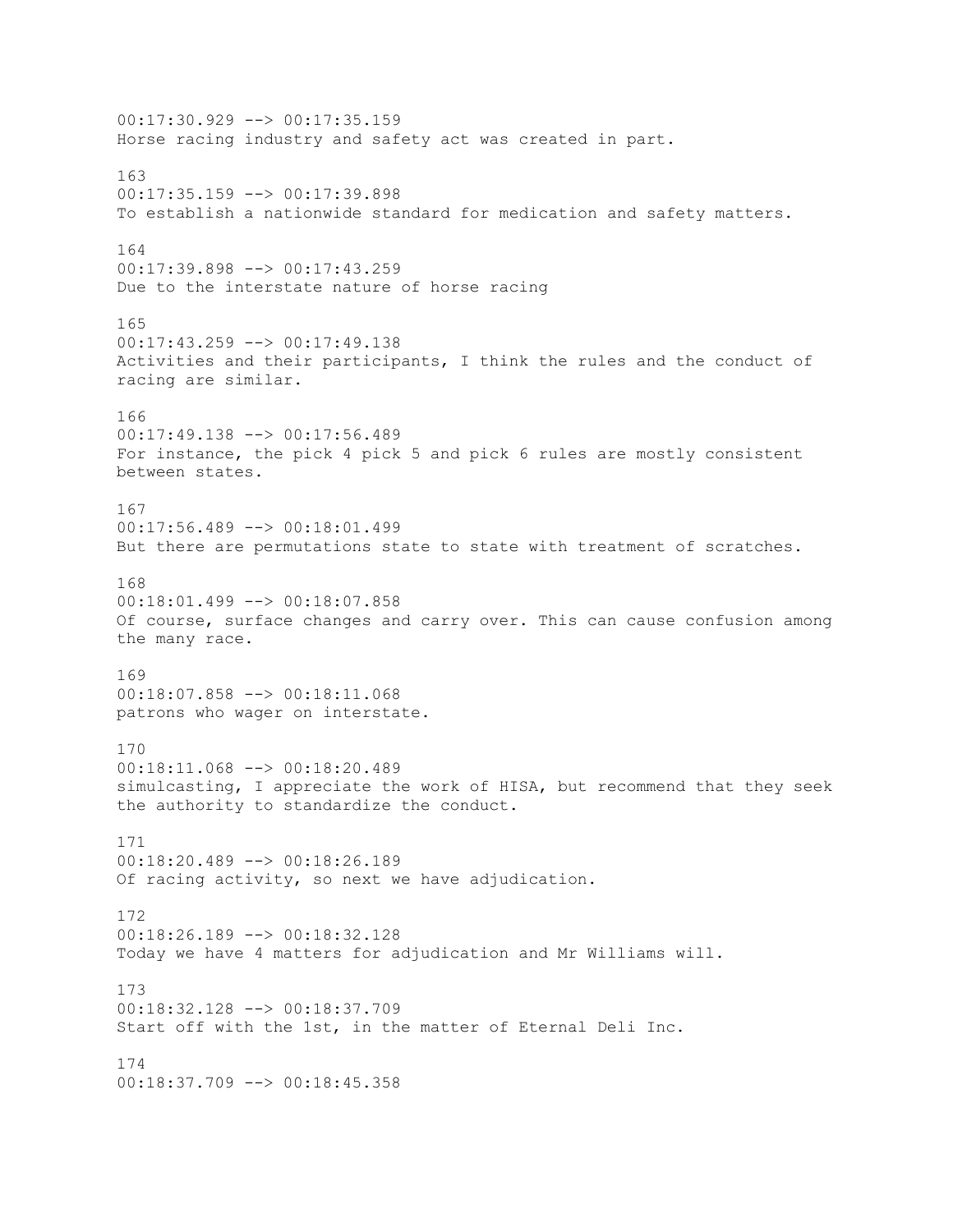00:17:30.929 --> 00:17:35.159
Horse racing industry and safety act was created in part.

163
00:17:35.159 --> 00:17:39.898
To establish a nationwide standard for medication and safety matters.

164
00:17:39.898 --> 00:17:43.259
Due to the interstate nature of horse racing

165
00:17:43.259 --> 00:17:49.138
Activities and their participants, I think the rules and the conduct of racing are similar.

166
00:17:49.138 --> 00:17:56.489
For instance, the pick 4 pick 5 and pick 6 rules are mostly consistent between states.

167
00:17:56.489 --> 00:18:01.499
But there are permutations state to state with treatment of scratches.

168
00:18:01.499 --> 00:18:07.858
Of course, surface changes and carry over. This can cause confusion among the many race.

169
00:18:07.858 --> 00:18:11.068
patrons who wager on interstate.

170
00:18:11.068 --> 00:18:20.489
simulcasting, I appreciate the work of HISA, but recommend that they seek the authority to standardize the conduct.

171
00:18:20.489 --> 00:18:26.189
Of racing activity, so next we have adjudication.

172
00:18:26.189 --> 00:18:32.128
Today we have 4 matters for adjudication and Mr Williams will.

173
00:18:32.128 --> 00:18:37.709
Start off with the 1st, in the matter of Eternal Deli Inc.

174
00:18:37.709 --> 00:18:45.358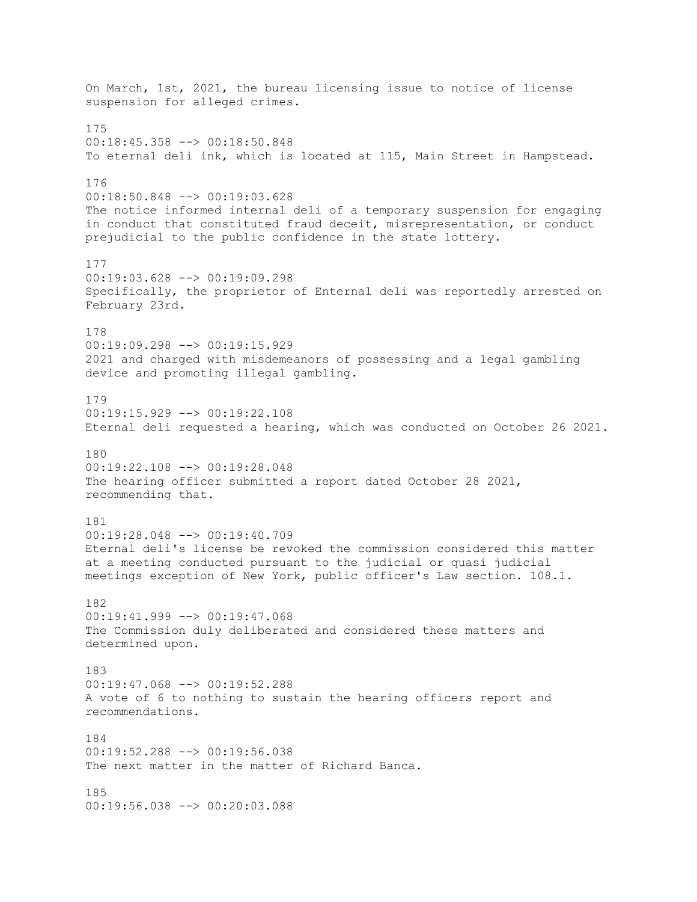On March, 1st, 2021, the bureau licensing issue to notice of license suspension for alleged crimes.

175
00:18:45.358 --> 00:18:50.848
To eternal deli ink, which is located at 115, Main Street in Hampstead.

176
00:18:50.848 --> 00:19:03.628
The notice informed internal deli of a temporary suspension for engaging in conduct that constituted fraud deceit, misrepresentation, or conduct prejudicial to the public confidence in the state lottery.

177
00:19:03.628 --> 00:19:09.298
Specifically, the proprietor of Enternal deli was reportedly arrested on February 23rd.

178
00:19:09.298 --> 00:19:15.929
2021 and charged with misdemeanors of possessing and a legal gambling device and promoting illegal gambling.

179
00:19:15.929 --> 00:19:22.108
Eternal deli requested a hearing, which was conducted on October 26 2021.

180
00:19:22.108 --> 00:19:28.048
The hearing officer submitted a report dated October 28 2021, recommending that.

181
00:19:28.048 --> 00:19:40.709
Eternal deli's license be revoked the commission considered this matter at a meeting conducted pursuant to the judicial or quasi judicial meetings exception of New York, public officer's Law section. 108.1.

182
00:19:41.999 --> 00:19:47.068
The Commission duly deliberated and considered these matters and determined upon.

183
00:19:47.068 --> 00:19:52.288
A vote of 6 to nothing to sustain the hearing officers report and recommendations.

184
00:19:52.288 --> 00:19:56.038
The next matter in the matter of Richard Banca.

185
00:19:56.038 --> 00:20:03.088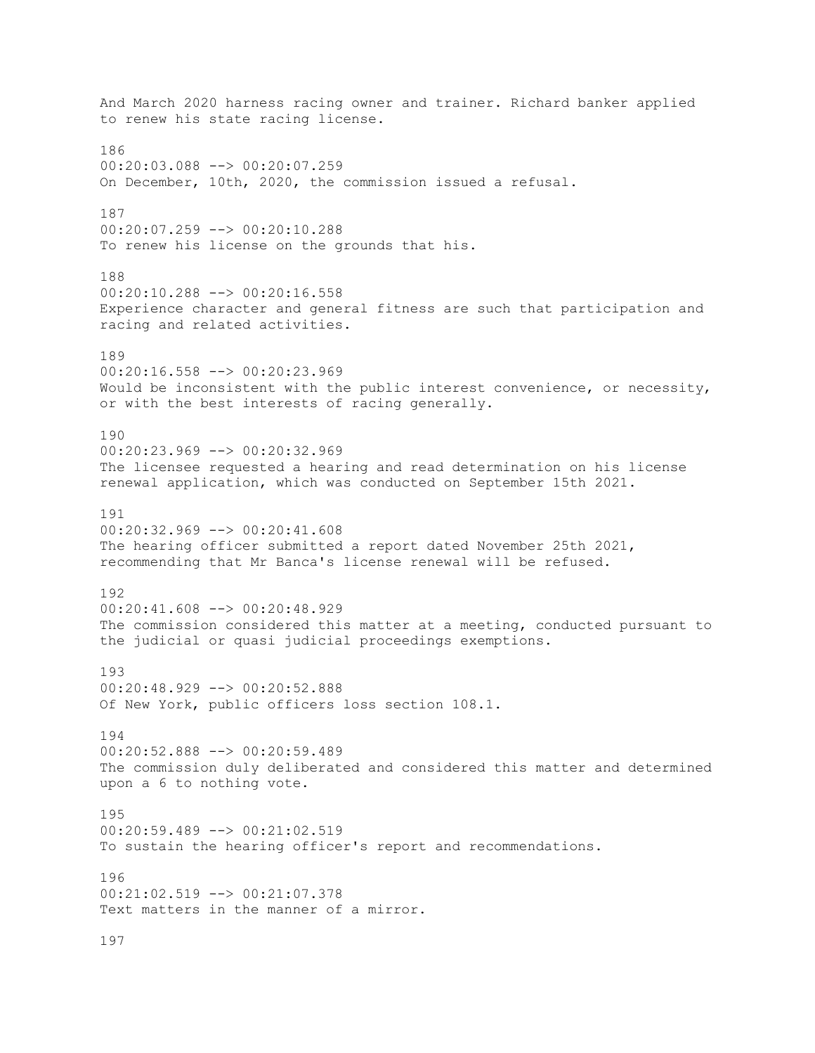And March 2020 harness racing owner and trainer. Richard banker applied to renew his state racing license.

186
00:20:03.088 --> 00:20:07.259
On December, 10th, 2020, the commission issued a refusal.

187
00:20:07.259 --> 00:20:10.288
To renew his license on the grounds that his.

188
00:20:10.288 --> 00:20:16.558
Experience character and general fitness are such that participation and racing and related activities.

189
00:20:16.558 --> 00:20:23.969
Would be inconsistent with the public interest convenience, or necessity, or with the best interests of racing generally.

190
00:20:23.969 --> 00:20:32.969
The licensee requested a hearing and read determination on his license renewal application, which was conducted on September 15th 2021.

191
00:20:32.969 --> 00:20:41.608
The hearing officer submitted a report dated November 25th 2021, recommending that Mr Banca's license renewal will be refused.

192
00:20:41.608 --> 00:20:48.929
The commission considered this matter at a meeting, conducted pursuant to the judicial or quasi judicial proceedings exemptions.

193
00:20:48.929 --> 00:20:52.888
Of New York, public officers loss section 108.1.

194
00:20:52.888 --> 00:20:59.489
The commission duly deliberated and considered this matter and determined upon a 6 to nothing vote.

195
00:20:59.489 --> 00:21:02.519
To sustain the hearing officer's report and recommendations.

196
00:21:02.519 --> 00:21:07.378
Text matters in the manner of a mirror.

197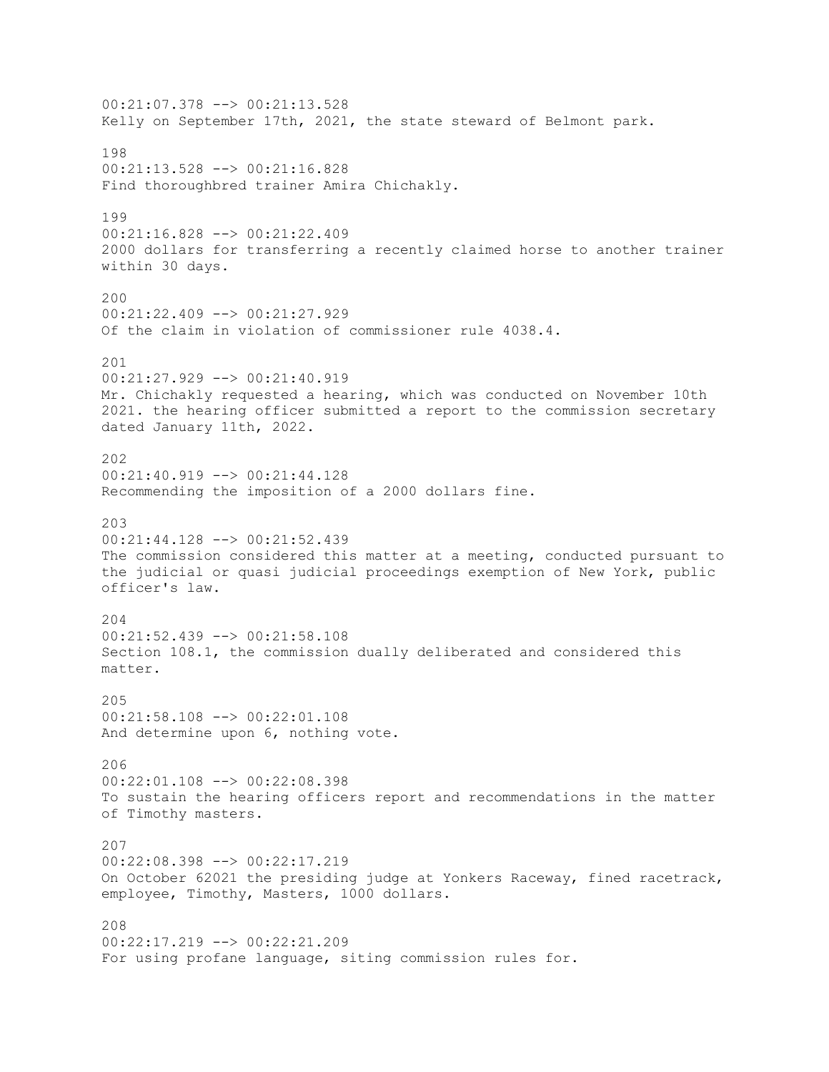00:21:07.378 --> 00:21:13.528
Kelly on September 17th, 2021, the state steward of Belmont park.

198
00:21:13.528 --> 00:21:16.828
Find thoroughbred trainer Amira Chichakly.

199
00:21:16.828 --> 00:21:22.409
2000 dollars for transferring a recently claimed horse to another trainer within 30 days.

200
00:21:22.409 --> 00:21:27.929
Of the claim in violation of commissioner rule 4038.4.

201
00:21:27.929 --> 00:21:40.919
Mr. Chichakly requested a hearing, which was conducted on November 10th 2021. the hearing officer submitted a report to the commission secretary dated January 11th, 2022.

202
00:21:40.919 --> 00:21:44.128
Recommending the imposition of a 2000 dollars fine.

203
00:21:44.128 --> 00:21:52.439
The commission considered this matter at a meeting, conducted pursuant to the judicial or quasi judicial proceedings exemption of New York, public officer's law.

204
00:21:52.439 --> 00:21:58.108
Section 108.1, the commission dually deliberated and considered this matter.

205
00:21:58.108 --> 00:22:01.108
And determine upon 6, nothing vote.

206
00:22:01.108 --> 00:22:08.398
To sustain the hearing officers report and recommendations in the matter of Timothy masters.

207
00:22:08.398 --> 00:22:17.219
On October 62021 the presiding judge at Yonkers Raceway, fined racetrack, employee, Timothy, Masters, 1000 dollars.

208
00:22:17.219 --> 00:22:21.209
For using profane language, siting commission rules for.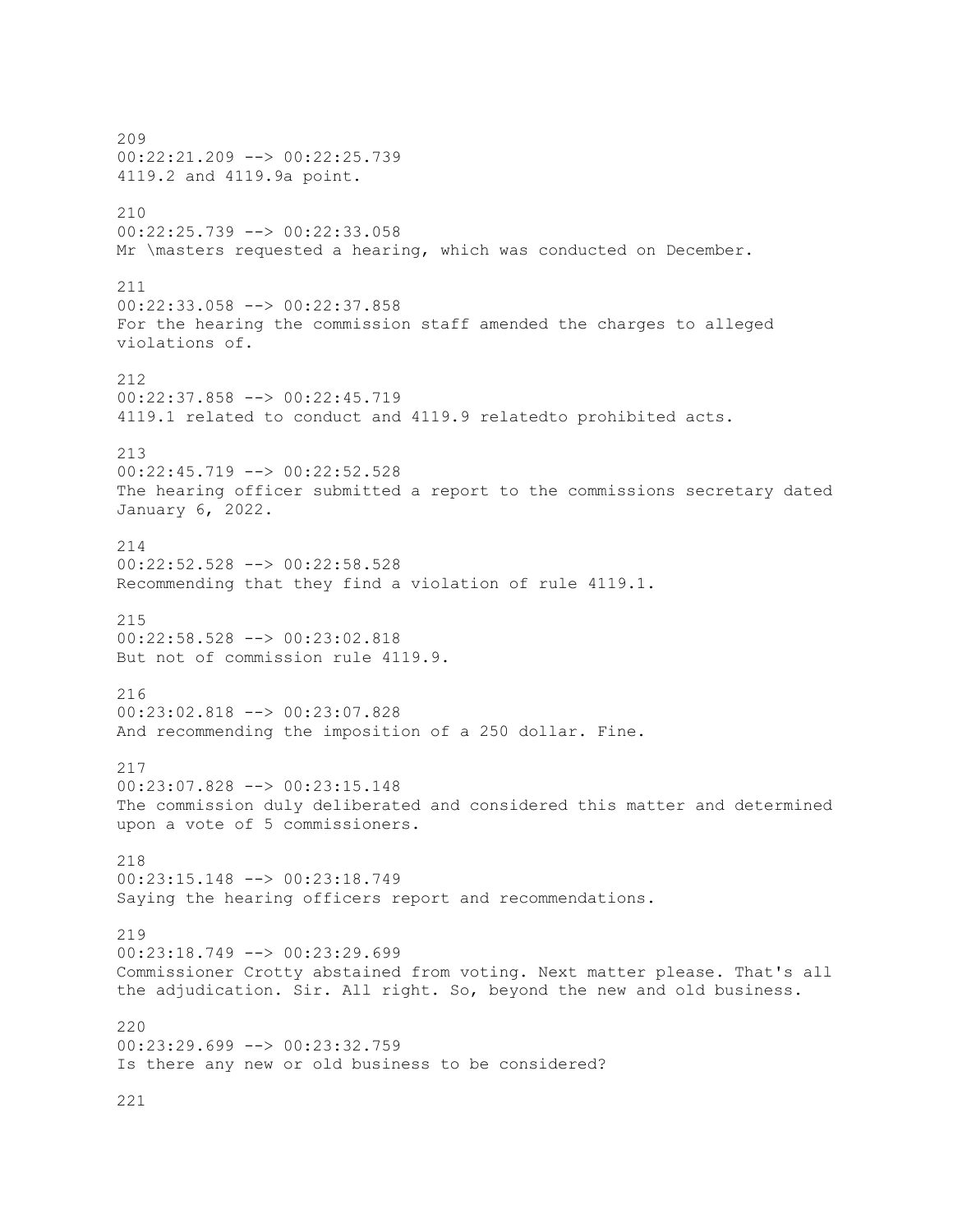209
00:22:21.209 --> 00:22:25.739
4119.2 and 4119.9a point.

210
00:22:25.739 --> 00:22:33.058
Mr \masters requested a hearing, which was conducted on December.

211
00:22:33.058 --> 00:22:37.858
For the hearing the commission staff amended the charges to alleged violations of.

212
00:22:37.858 --> 00:22:45.719
4119.1 related to conduct and 4119.9 relatedto prohibited acts.

213
00:22:45.719 --> 00:22:52.528
The hearing officer submitted a report to the commissions secretary dated January 6, 2022.

214
00:22:52.528 --> 00:22:58.528
Recommending that they find a violation of rule 4119.1.

215
00:22:58.528 --> 00:23:02.818
But not of commission rule 4119.9.

216
00:23:02.818 --> 00:23:07.828
And recommending the imposition of a 250 dollar. Fine.

217
00:23:07.828 --> 00:23:15.148
The commission duly deliberated and considered this matter and determined upon a vote of 5 commissioners.

218
00:23:15.148 --> 00:23:18.749
Saying the hearing officers report and recommendations.

219
00:23:18.749 --> 00:23:29.699
Commissioner Crotty abstained from voting. Next matter please. That's all the adjudication. Sir. All right. So, beyond the new and old business.

220
00:23:29.699 --> 00:23:32.759
Is there any new or old business to be considered?

221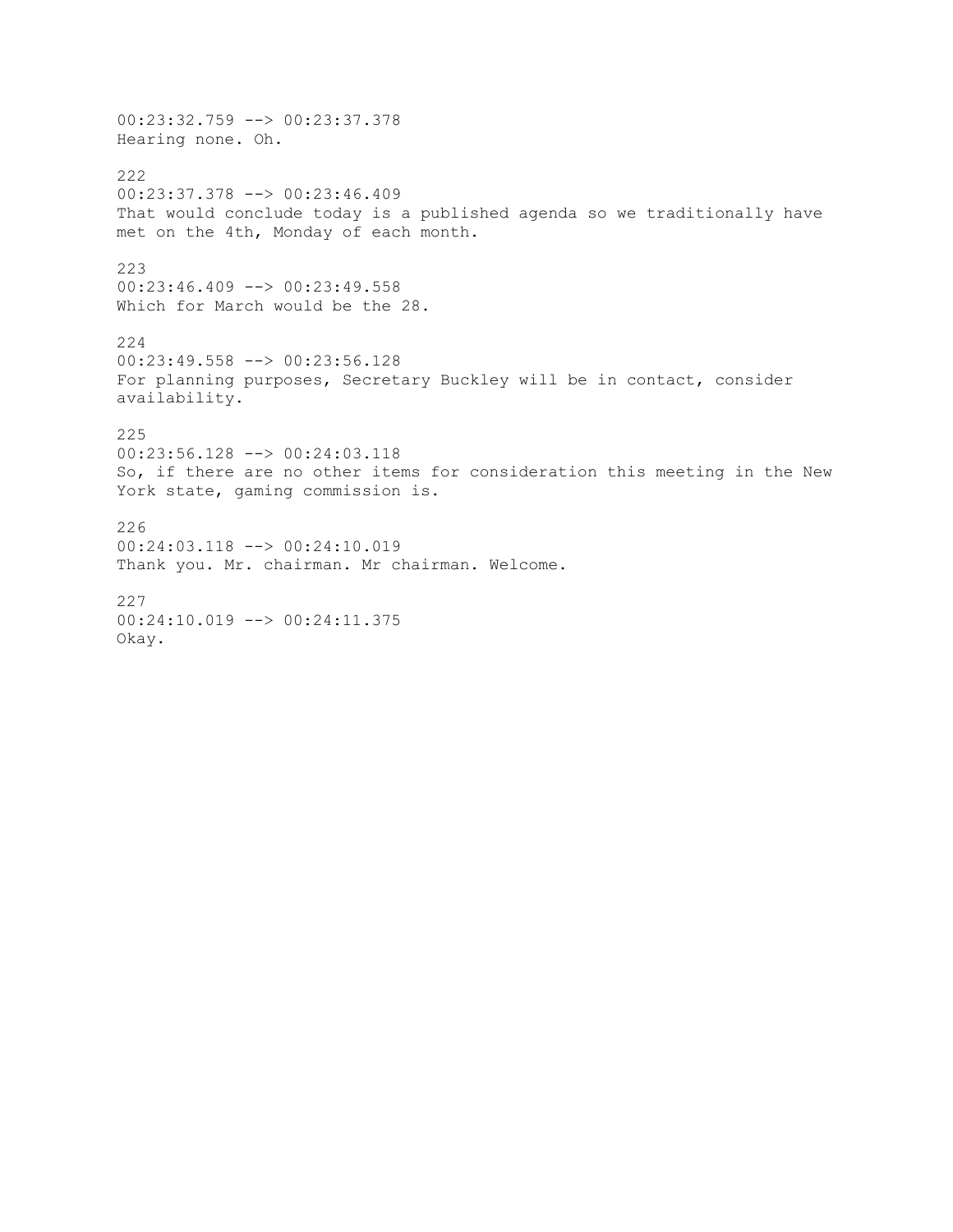00:23:32.759 --> 00:23:37.378
Hearing none. Oh.

222
00:23:37.378 --> 00:23:46.409
That would conclude today is a published agenda so we traditionally have met on the 4th, Monday of each month.

223
00:23:46.409 --> 00:23:49.558
Which for March would be the 28.

224
00:23:49.558 --> 00:23:56.128
For planning purposes, Secretary Buckley will be in contact, consider availability.

225
00:23:56.128 --> 00:24:03.118
So, if there are no other items for consideration this meeting in the New York state, gaming commission is.

226
00:24:03.118 --> 00:24:10.019
Thank you. Mr. chairman. Mr chairman. Welcome.

227
00:24:10.019 --> 00:24:11.375
Okay.